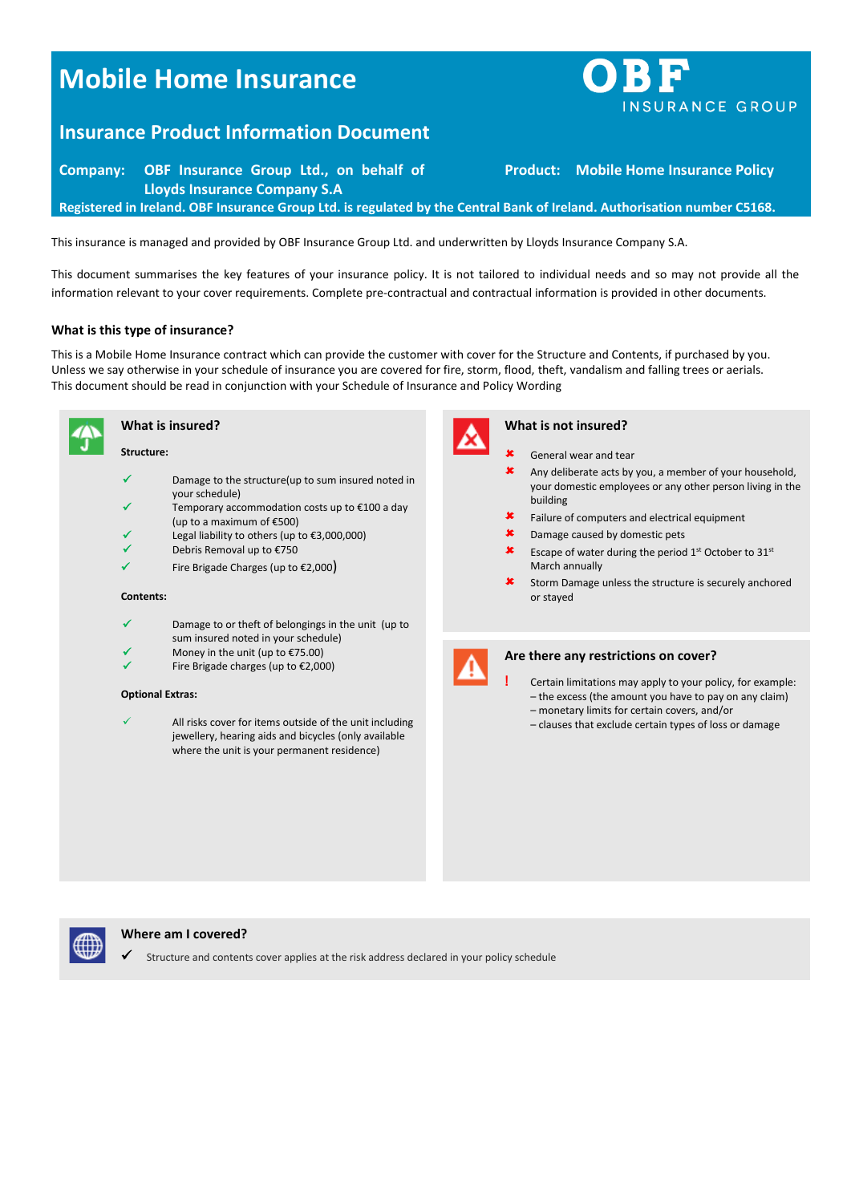# Mobile Home Insurance

OBF INSURANCE GROUP

## Insurance Product Information Document

**Company:** **OBF Insurance Group Ltd., on behalf of Lloyds Insurance Company S.A**

**Product:** **Mobile Home Insurance Policy**

**Registered in Ireland. OBF Insurance Group Ltd. is regulated by the Central Bank of Ireland. Authorisation number C5168.**

This insurance is managed and provided by OBF Insurance Group Ltd. and underwritten by Lloyds Insurance Company S.A.

This document summarises the key features of your insurance policy. It is not tailored to individual needs and so may not provide all the information relevant to your cover requirements. Complete pre-contractual and contractual information is provided in other documents.

### What is this type of insurance?

This is a Mobile Home Insurance contract which can provide the customer with cover for the Structure and Contents, if purchased by you. Unless we say otherwise in your schedule of insurance you are covered for fire, storm, flood, theft, vandalism and falling trees or aerials. This document should be read in conjunction with your Schedule of Insurance and Policy Wording

### What is insured?

**Structure:**

- ✓ Damage to the structure(up to sum insured noted in your schedule)
- ✓ Temporary accommodation costs up to €100 a day (up to a maximum of €500)
- ✓ Legal liability to others (up to €3,000,000)
- ✓ Debris Removal up to €750
- ✓ Fire Brigade Charges (up to €2,000)

**Contents:**

- ✓ Damage to or theft of belongings in the unit (up to sum insured noted in your schedule)
- ✓ Money in the unit (up to €75.00)
- ✓ Fire Brigade charges (up to €2,000)

**Optional Extras:**

- ✓ All risks cover for items outside of the unit including jewellery, hearing aids and bicycles (only available where the unit is your permanent residence)

### What is not insured?

- ✘ General wear and tear
- ✘ Any deliberate acts by you, a member of your household, your domestic employees or any other person living in the building
- ✘ Failure of computers and electrical equipment
- ✘ Damage caused by domestic pets
- ✘ Escape of water during the period 1st October to 31st March annually
- ✘ Storm Damage unless the structure is securely anchored or stayed

### Are there any restrictions on cover?

! Certain limitations may apply to your policy, for example:
– the excess (the amount you have to pay on any claim)
– monetary limits for certain covers, and/or
– clauses that exclude certain types of loss or damage

### Where am I covered?

- ✓ Structure and contents cover applies at the risk address declared in your policy schedule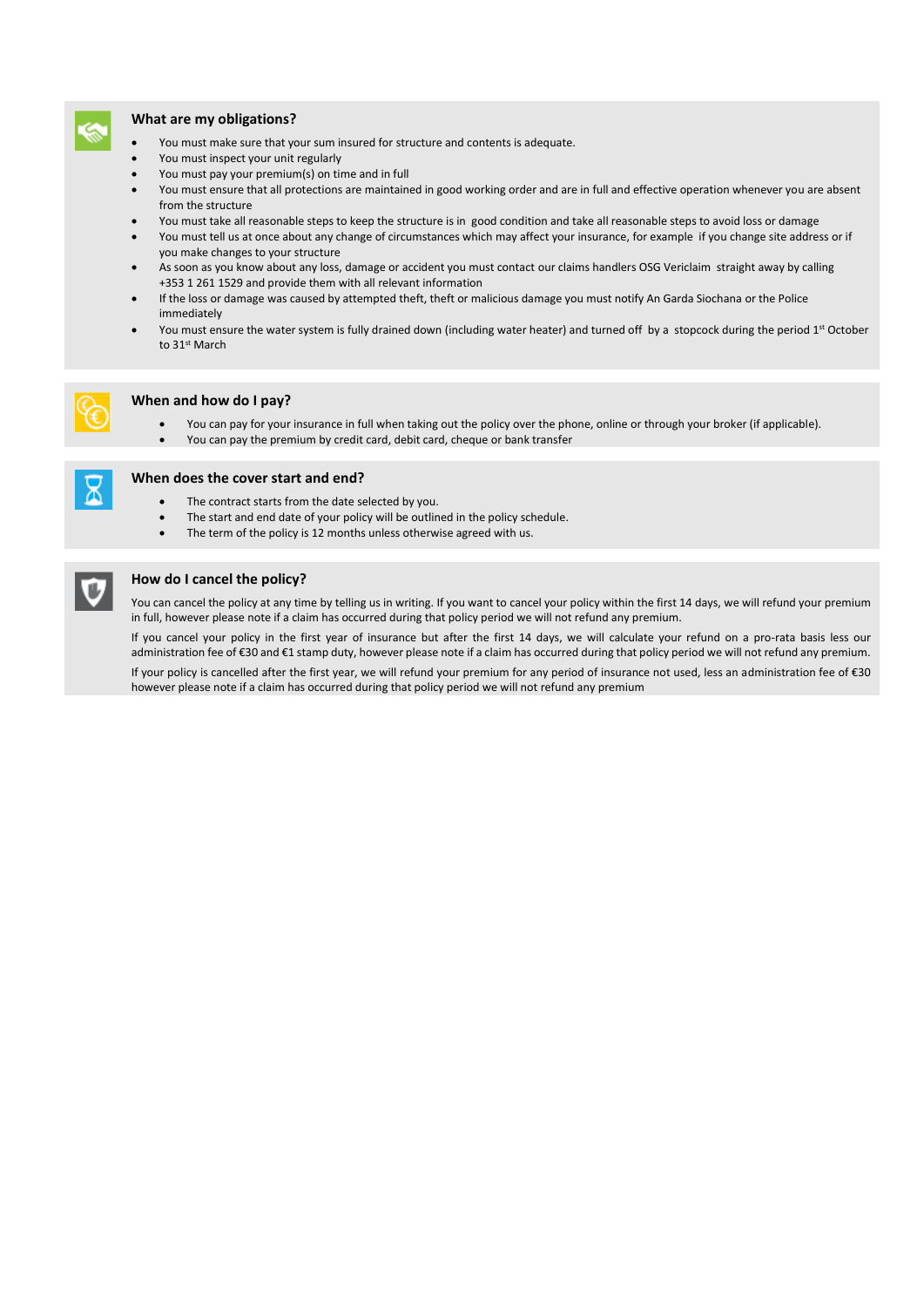## What are my obligations?

- You must make sure that your sum insured for structure and contents is adequate.
- You must inspect your unit regularly
- You must pay your premium(s) on time and in full
- You must ensure that all protections are maintained in good working order and are in full and effective operation whenever you are absent from the structure
- You must take all reasonable steps to keep the structure is in good condition and take all reasonable steps to avoid loss or damage
- You must tell us at once about any change of circumstances which may affect your insurance, for example if you change site address or if you make changes to your structure
- As soon as you know about any loss, damage or accident you must contact our claims handlers OSG Vericlaim straight away by calling +353 1 261 1529 and provide them with all relevant information
- If the loss or damage was caused by attempted theft, theft or malicious damage you must notify An Garda Siochana or the Police immediately
- You must ensure the water system is fully drained down (including water heater) and turned off by a stopcock during the period 1st October to 31st March

## When and how do I pay?

- You can pay for your insurance in full when taking out the policy over the phone, online or through your broker (if applicable).
- You can pay the premium by credit card, debit card, cheque or bank transfer

## When does the cover start and end?

- The contract starts from the date selected by you.
- The start and end date of your policy will be outlined in the policy schedule.
- The term of the policy is 12 months unless otherwise agreed with us.

## How do I cancel the policy?

You can cancel the policy at any time by telling us in writing. If you want to cancel your policy within the first 14 days, we will refund your premium in full, however please note if a claim has occurred during that policy period we will not refund any premium.

If you cancel your policy in the first year of insurance but after the first 14 days, we will calculate your refund on a pro-rata basis less our administration fee of €30 and €1 stamp duty, however please note if a claim has occurred during that policy period we will not refund any premium.

If your policy is cancelled after the first year, we will refund your premium for any period of insurance not used, less an administration fee of €30 however please note if a claim has occurred during that policy period we will not refund any premium